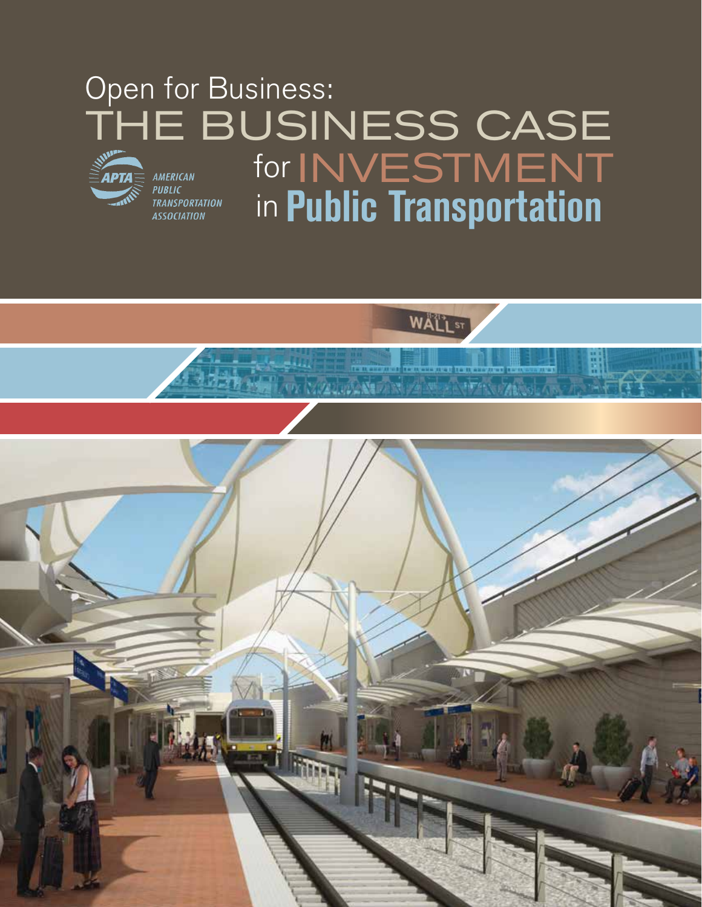# Open for Business: THE BUSINESS CASE for INVESTMENT in Public Transportation

AMERICAN PUBLIC TRANSPORTATION ASSOCIATION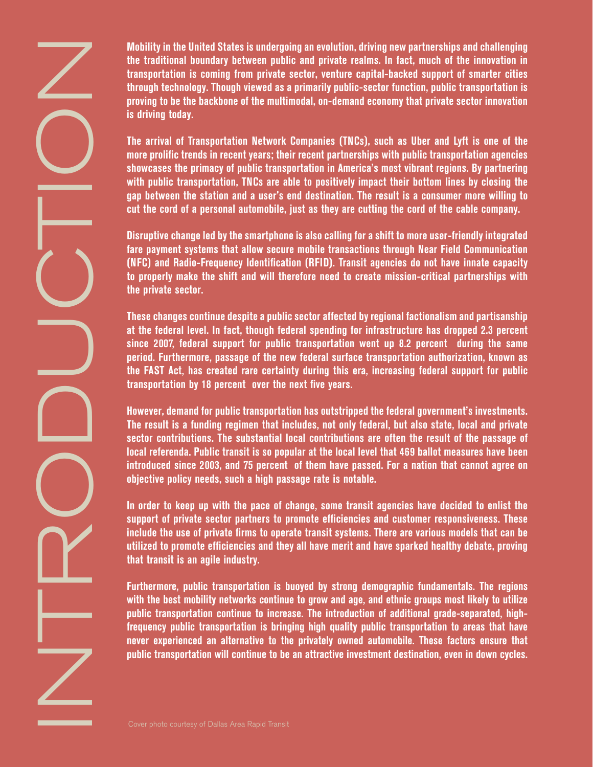# INTRODUCTION

**Mobility in the United States is undergoing an evolution, driving new partnerships and challenging the traditional boundary between public and private realms. In fact, much of the innovation in transportation is coming from private sector, venture capital-backed support of smarter cities through technology. Though viewed as a primarily public-sector function, public transportation is proving to be the backbone of the multimodal, on-demand economy that private sector innovation is driving today.**

**The arrival of Transportation Network Companies (TNCs), such as Uber and Lyft is one of the more prolific trends in recent years; their recent partnerships with public transportation agencies showcases the primacy of public transportation in America's most vibrant regions. By partnering with public transportation, TNCs are able to positively impact their bottom lines by closing the gap between the station and a user's end destination. The result is a consumer more willing to cut the cord of a personal automobile, just as they are cutting the cord of the cable company.**

**Disruptive change led by the smartphone is also calling for a shift to more user-friendly integrated fare payment systems that allow secure mobile transactions through Near Field Communication (NFC) and Radio-Frequency Identification (RFID). Transit agencies do not have innate capacity to properly make the shift and will therefore need to create mission-critical partnerships with the private sector.**

**These changes continue despite a public sector affected by regional factionalism and partisanship at the federal level. In fact, though federal spending for infrastructure has dropped 2.3 percent since 2007, federal support for public transportation went up 8.2 percent during the same period. Furthermore, passage of the new federal surface transportation authorization, known as the FAST Act, has created rare certainty during this era, increasing federal support for public transportation by 18 percent over the next five years.**

**However, demand for public transportation has outstripped the federal government's investments. The result is a funding regimen that includes, not only federal, but also state, local and private sector contributions. The substantial local contributions are often the result of the passage of local referenda. Public transit is so popular at the local level that 469 ballot measures have been introduced since 2003, and 75 percent of them have passed. For a nation that cannot agree on objective policy needs, such a high passage rate is notable.**

**In order to keep up with the pace of change, some transit agencies have decided to enlist the support of private sector partners to promote efficiencies and customer responsiveness. These include the use of private firms to operate transit systems. There are various models that can be utilized to promote efficiencies and they all have merit and have sparked healthy debate, proving that transit is an agile industry.**

**Furthermore, public transportation is buoyed by strong demographic fundamentals. The regions with the best mobility networks continue to grow and age, and ethnic groups most likely to utilize public transportation continue to increase. The introduction of additional grade-separated, high-frequency public transportation is bringing high quality public transportation to areas that have never experienced an alternative to the privately owned automobile. These factors ensure that public transportation will continue to be an attractive investment destination, even in down cycles.**

Cover photo courtesy of Dallas Area Rapid Transit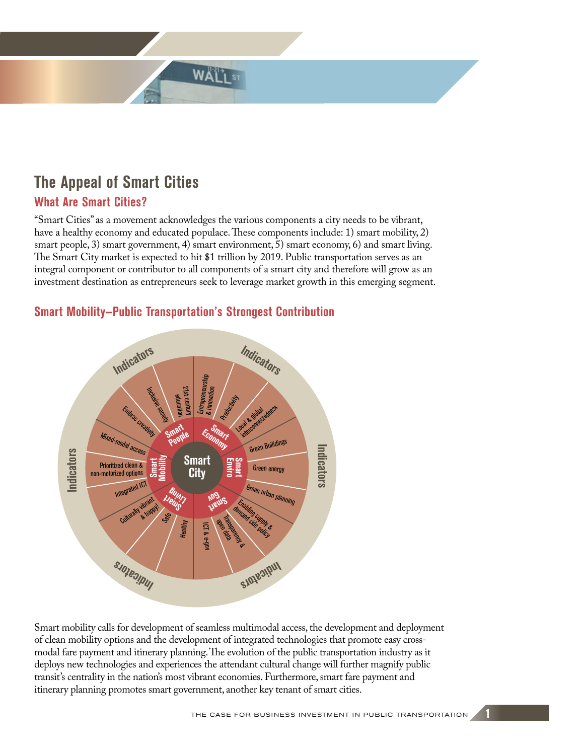# The Appeal of Smart Cities

## What Are Smart Cities?

"Smart Cities" as a movement acknowledges the various components a city needs to be vibrant, have a healthy economy and educated populace. These components include: 1) smart mobility, 2) smart people, 3) smart government, 4) smart environment, 5) smart economy, 6) and smart living. The Smart City market is expected to hit $1 trillion by 2019. Public transportation serves as an integral component or contributor to all components of a smart city and therefore will grow as an investment destination as entrepreneurs seek to leverage market growth in this emerging segment.

## Smart Mobility–Public Transportation's Strongest Contribution

Smart City

- Smart People: 21st century education; Inclusive society; Embrac creativity
- Smart Economy: Entrepreneurship & innovation; Productivity; Local & global interconnectedness
- Smart Enviro: Green Builidings; Green energy; Green urban planning
- Smart Gov: Enabling supply & demand side policy; Transparency & open data; ICT & e-gov
- Smart Living: Healthy; Safe; Culturally vibrant & happy!
- Smart Mobility: Mixed-modal access; Prioritized clean & non-motorized options; Integrated ICT

Indicators

Smart mobility calls for development of seamless multimodal access, the development and deployment of clean mobility options and the development of integrated technologies that promote easy cross-modal fare payment and itinerary planning. The evolution of the public transportation industry as it deploys new technologies and experiences the attendant cultural change will further magnify public transit's centrality in the nation's most vibrant economies. Furthermore, smart fare payment and itinerary planning promotes smart government, another key tenant of smart cities.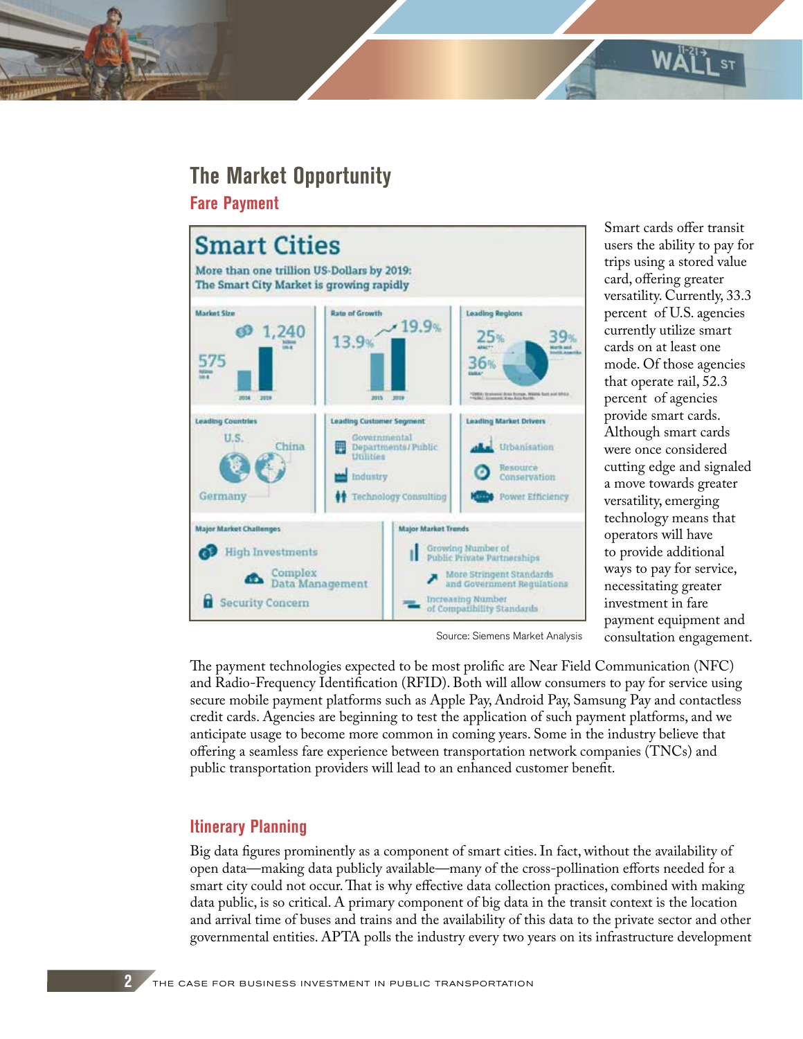## The Market Opportunity

### Fare Payment

**Smart Cities**

More than one trillion US-Dollars by 2019:
The Smart City Market is growing rapidly

Market Size: 575 (2014), 1,240 (2019)

Rate of Growth: 13.9% (2015), 19.9% (2019)

Leading Regions: 25% APAC, 39% North and South America, 36% EMEA

Leading Countries: U.S., China, Germany

Leading Customer Segment: Governmental Departments/Public Utilities; Industry; Technology Consulting

Leading Market Drivers: Urbanisation; Resource Conservation; Power Efficiency

Major Market Challenges: High Investments; Complex Data Management; Security Concern

Major Market Trends: Growing Number of Public Private Partnerships; More Stringent Standards and Government Regulations; Increasing Number of Compatibility Standards

Source: Siemens Market Analysis

Smart cards offer transit users the ability to pay for trips using a stored value card, offering greater versatility. Currently, 33.3 percent of U.S. agencies currently utilize smart cards on at least one mode. Of those agencies that operate rail, 52.3 percent of agencies provide smart cards. Although smart cards were once considered cutting edge and signaled a move towards greater versatility, emerging technology means that operators will have to provide additional ways to pay for service, necessitating greater investment in fare payment equipment and consultation engagement.

The payment technologies expected to be most prolific are Near Field Communication (NFC) and Radio-Frequency Identification (RFID). Both will allow consumers to pay for service using secure mobile payment platforms such as Apple Pay, Android Pay, Samsung Pay and contactless credit cards. Agencies are beginning to test the application of such payment platforms, and we anticipate usage to become more common in coming years. Some in the industry believe that offering a seamless fare experience between transportation network companies (TNCs) and public transportation providers will lead to an enhanced customer benefit.

### Itinerary Planning

Big data figures prominently as a component of smart cities. In fact, without the availability of open data—making data publicly available—many of the cross-pollination efforts needed for a smart city could not occur. That is why effective data collection practices, combined with making data public, is so critical. A primary component of big data in the transit context is the location and arrival time of buses and trains and the availability of this data to the private sector and other governmental entities. APTA polls the industry every two years on its infrastructure development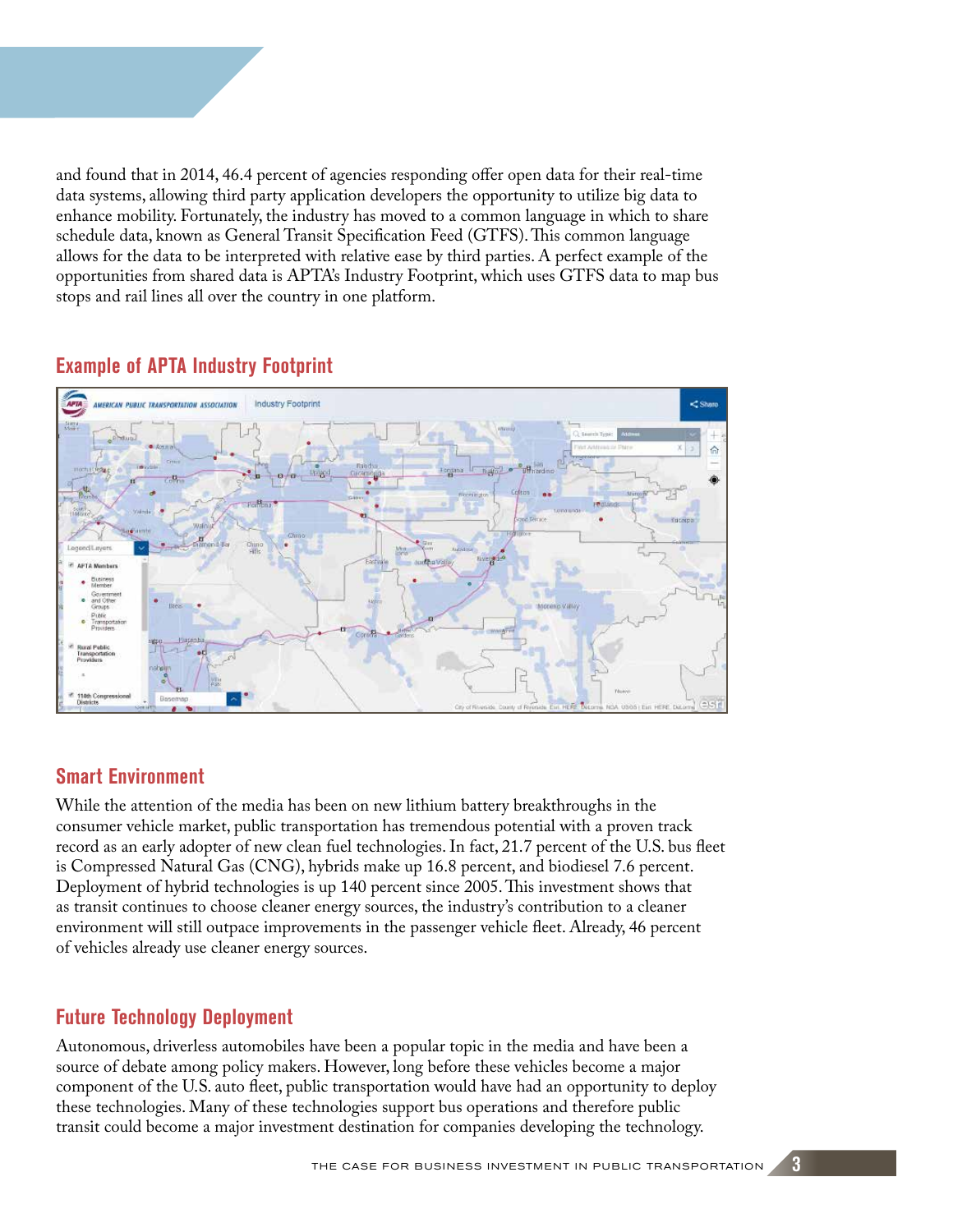and found that in 2014, 46.4 percent of agencies responding offer open data for their real-time data systems, allowing third party application developers the opportunity to utilize big data to enhance mobility. Fortunately, the industry has moved to a common language in which to share schedule data, known as General Transit Specification Feed (GTFS). This common language allows for the data to be interpreted with relative ease by third parties. A perfect example of the opportunities from shared data is APTA's Industry Footprint, which uses GTFS data to map bus stops and rail lines all over the country in one platform.

## Example of APTA Industry Footprint

## Smart Environment

While the attention of the media has been on new lithium battery breakthroughs in the consumer vehicle market, public transportation has tremendous potential with a proven track record as an early adopter of new clean fuel technologies. In fact, 21.7 percent of the U.S. bus fleet is Compressed Natural Gas (CNG), hybrids make up 16.8 percent, and biodiesel 7.6 percent. Deployment of hybrid technologies is up 140 percent since 2005. This investment shows that as transit continues to choose cleaner energy sources, the industry's contribution to a cleaner environment will still outpace improvements in the passenger vehicle fleet. Already, 46 percent of vehicles already use cleaner energy sources.

## Future Technology Deployment

Autonomous, driverless automobiles have been a popular topic in the media and have been a source of debate among policy makers. However, long before these vehicles become a major component of the U.S. auto fleet, public transportation would have had an opportunity to deploy these technologies. Many of these technologies support bus operations and therefore public transit could become a major investment destination for companies developing the technology.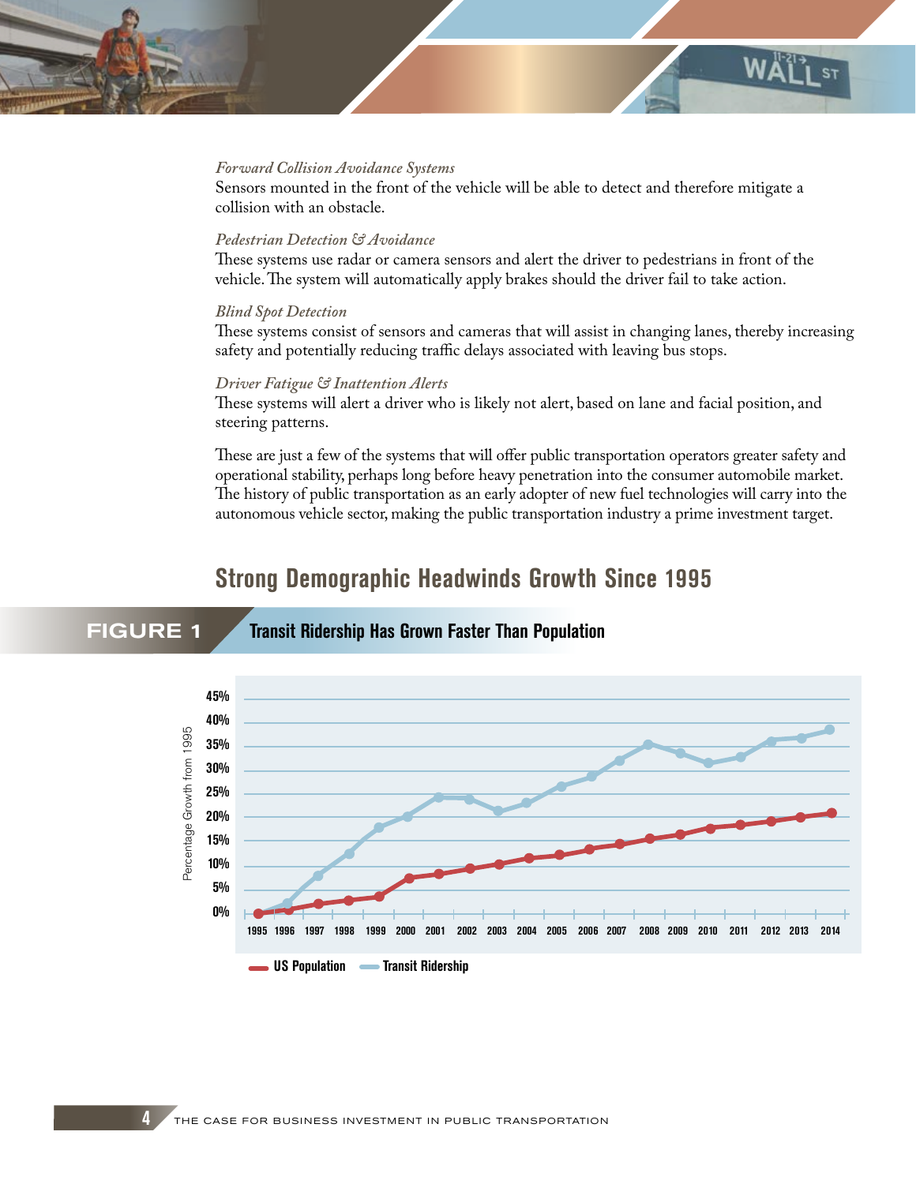*Forward Collision Avoidance Systems*
Sensors mounted in the front of the vehicle will be able to detect and therefore mitigate a collision with an obstacle.

*Pedestrian Detection & Avoidance*
These systems use radar or camera sensors and alert the driver to pedestrians in front of the vehicle. The system will automatically apply brakes should the driver fail to take action.

*Blind Spot Detection*
These systems consist of sensors and cameras that will assist in changing lanes, thereby increasing safety and potentially reducing traffic delays associated with leaving bus stops.

*Driver Fatigue & Inattention Alerts*
These systems will alert a driver who is likely not alert, based on lane and facial position, and steering patterns.

These are just a few of the systems that will offer public transportation operators greater safety and operational stability, perhaps long before heavy penetration into the consumer automobile market. The history of public transportation as an early adopter of new fuel technologies will carry into the autonomous vehicle sector, making the public transportation industry a prime investment target.

## Strong Demographic Headwinds Growth Since 1995

**FIGURE 1** **Transit Ridership Has Grown Faster Than Population**

Percentage Growth from 1995

0% 5% 10% 15% 20% 25% 30% 35% 40% 45%

1995 1996 1997 1998 1999 2000 2001 2002 2003 2004 2005 2006 2007 2008 2009 2010 2011 2012 2013 2014

**US Population** **Transit Ridership**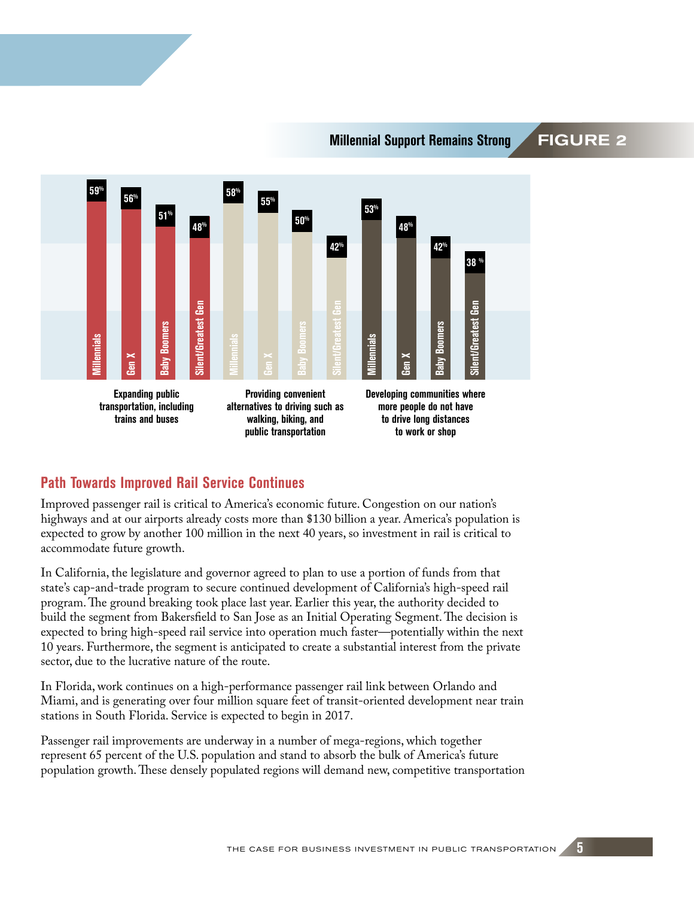## Millennial Support Remains Strong — FIGURE 2

| | Millennials | Gen X | Baby Boomers | Silent/Greatest Gen |
|---|---|---|---|---|
| Expanding public transportation, including trains and buses | 59% | 56% | 51% | 48% |
| Providing convenient alternatives to driving such as walking, biking, and public transportation | 58% | 55% | 50% | 42% |
| Developing communities where more people do not have to drive long distances to work or shop | 53% | 48% | 42% | 38 % |

## Path Towards Improved Rail Service Continues

Improved passenger rail is critical to America's economic future. Congestion on our nation's highways and at our airports already costs more than $130 billion a year. America's population is expected to grow by another 100 million in the next 40 years, so investment in rail is critical to accommodate future growth.

In California, the legislature and governor agreed to plan to use a portion of funds from that state's cap-and-trade program to secure continued development of California's high-speed rail program. The ground breaking took place last year. Earlier this year, the authority decided to build the segment from Bakersfield to San Jose as an Initial Operating Segment. The decision is expected to bring high-speed rail service into operation much faster—potentially within the next 10 years. Furthermore, the segment is anticipated to create a substantial interest from the private sector, due to the lucrative nature of the route.

In Florida, work continues on a high-performance passenger rail link between Orlando and Miami, and is generating over four million square feet of transit-oriented development near train stations in South Florida. Service is expected to begin in 2017.

Passenger rail improvements are underway in a number of mega-regions, which together represent 65 percent of the U.S. population and stand to absorb the bulk of America's future population growth. These densely populated regions will demand new, competitive transportation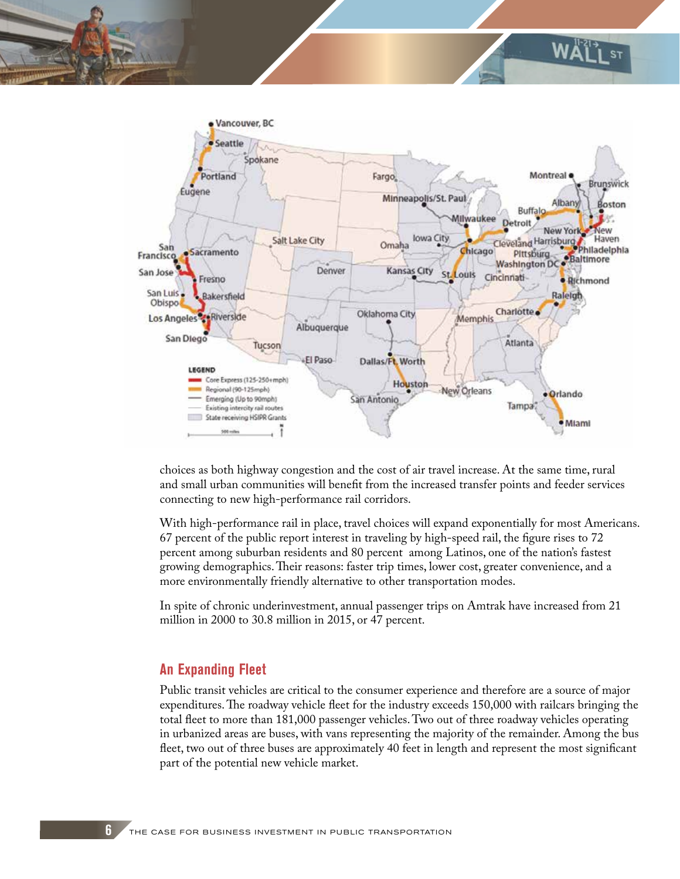choices as both highway congestion and the cost of air travel increase. At the same time, rural and small urban communities will benefit from the increased transfer points and feeder services connecting to new high-performance rail corridors.

With high-performance rail in place, travel choices will expand exponentially for most Americans. 67 percent of the public report interest in traveling by high-speed rail, the figure rises to 72 percent among suburban residents and 80 percent among Latinos, one of the nation's fastest growing demographics. Their reasons: faster trip times, lower cost, greater convenience, and a more environmentally friendly alternative to other transportation modes.

In spite of chronic underinvestment, annual passenger trips on Amtrak have increased from 21 million in 2000 to 30.8 million in 2015, or 47 percent.

## An Expanding Fleet

Public transit vehicles are critical to the consumer experience and therefore are a source of major expenditures. The roadway vehicle fleet for the industry exceeds 150,000 with railcars bringing the total fleet to more than 181,000 passenger vehicles. Two out of three roadway vehicles operating in urbanized areas are buses, with vans representing the majority of the remainder. Among the bus fleet, two out of three buses are approximately 40 feet in length and represent the most significant part of the potential new vehicle market.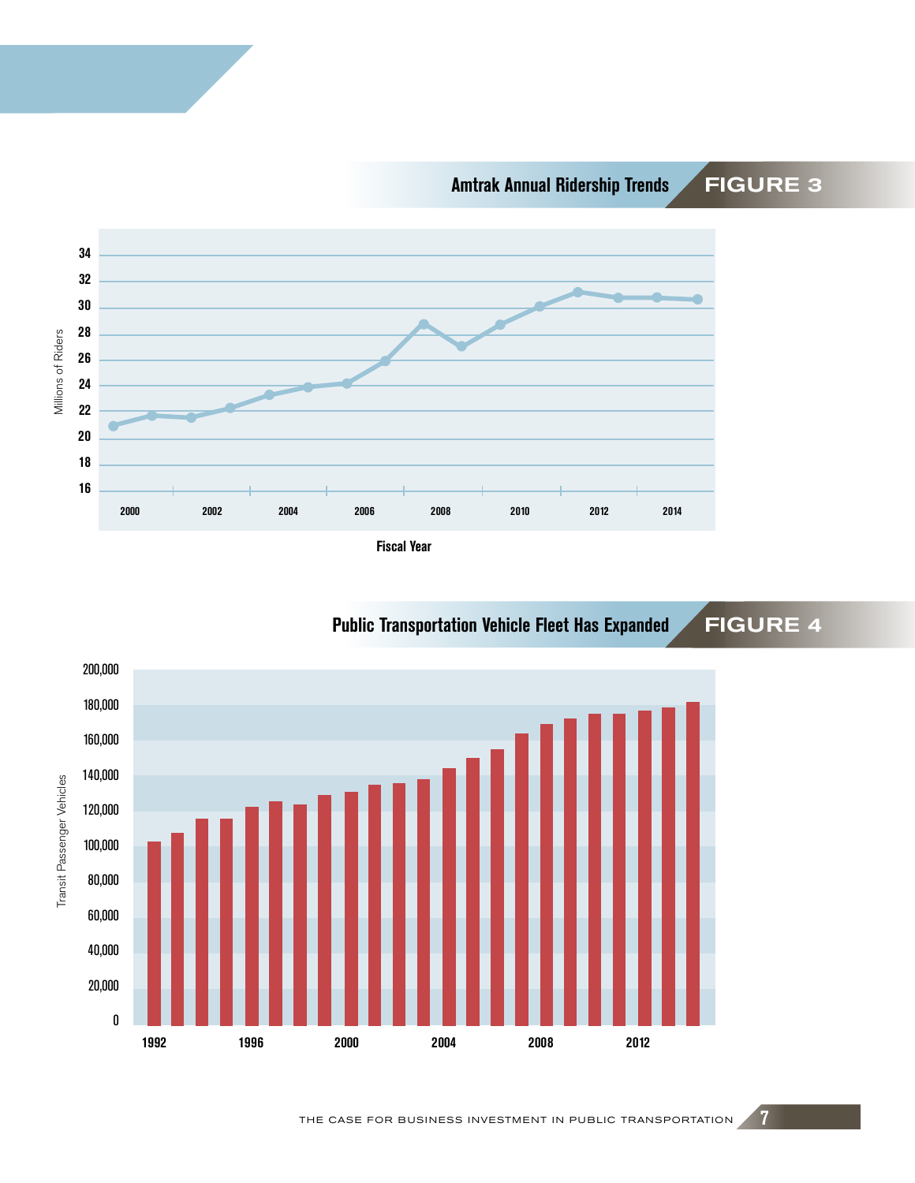## FIGURE 3

**Amtrak Annual Ridership Trends**

Millions of Riders

34
32
30
28
26
24
22
20
18
16

2000 2002 2004 2006 2008 2010 2012 2014

Fiscal Year

## FIGURE 4

**Public Transportation Vehicle Fleet Has Expanded**

Transit Passenger Vehicles

200,000
180,000
160,000
140,000
120,000
100,000
80,000
60,000
40,000
20,000
0

1992 1996 2000 2004 2008 2012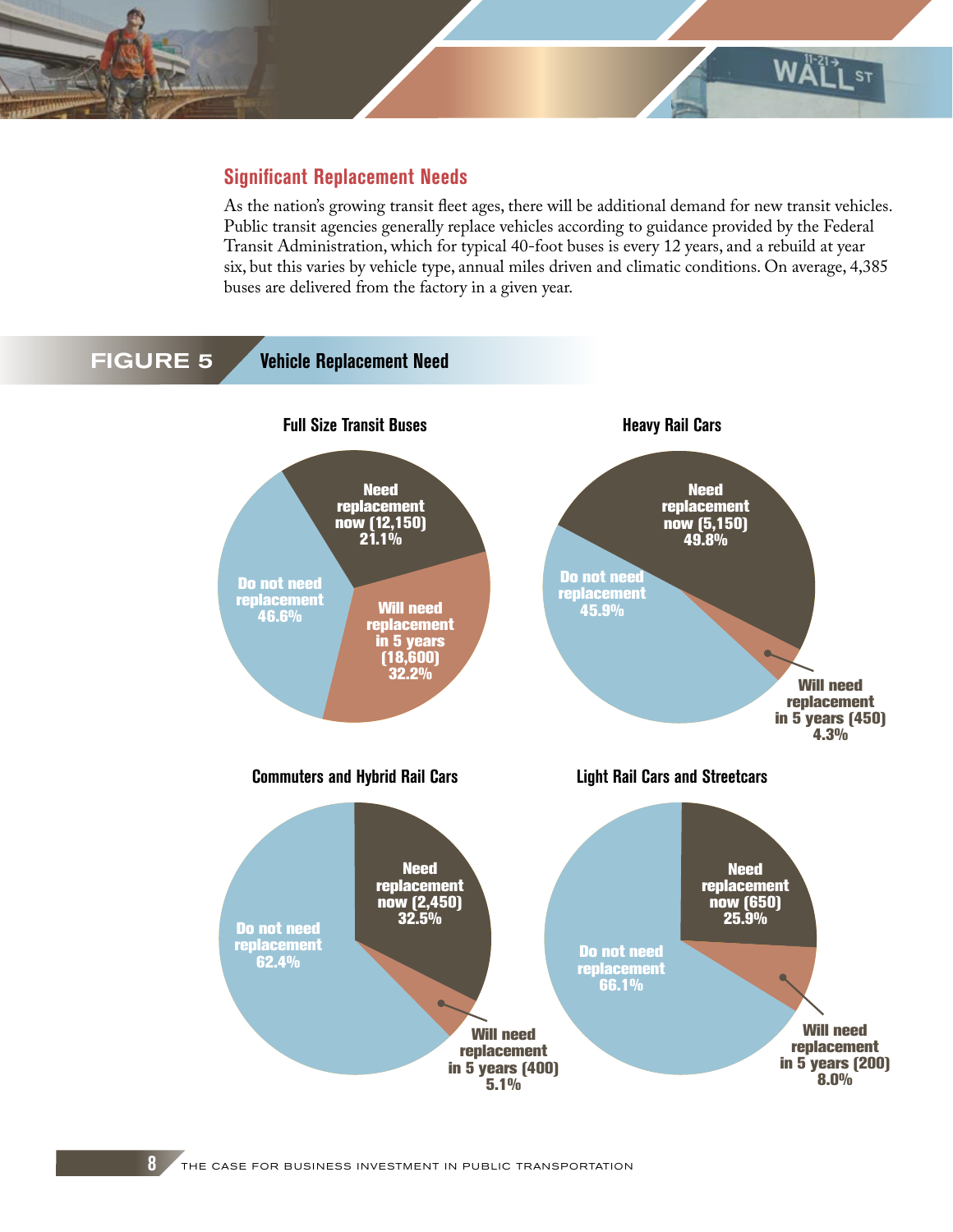## Significant Replacement Needs

As the nation's growing transit fleet ages, there will be additional demand for new transit vehicles. Public transit agencies generally replace vehicles according to guidance provided by the Federal Transit Administration, which for typical 40-foot buses is every 12 years, and a rebuild at year six, but this varies by vehicle type, annual miles driven and climatic conditions. On average, 4,385 buses are delivered from the factory in a given year.

**FIGURE 5** Vehicle Replacement Need

**Full Size Transit Buses**

- Need replacement now (12,150) 21.1%
- Will need replacement in 5 years (18,600) 32.2%
- Do not need replacement 46.6%

**Heavy Rail Cars**

- Need replacement now (5,150) 49.8%
- Will need replacement in 5 years (450) 4.3%
- Do not need replacement 45.9%

**Commuters and Hybrid Rail Cars**

- Need replacement now (2,450) 32.5%
- Will need replacement in 5 years (400) 5.1%
- Do not need replacement 62.4%

**Light Rail Cars and Streetcars**

- Need replacement now (650) 25.9%
- Will need replacement in 5 years (200) 8.0%
- Do not need replacement 66.1%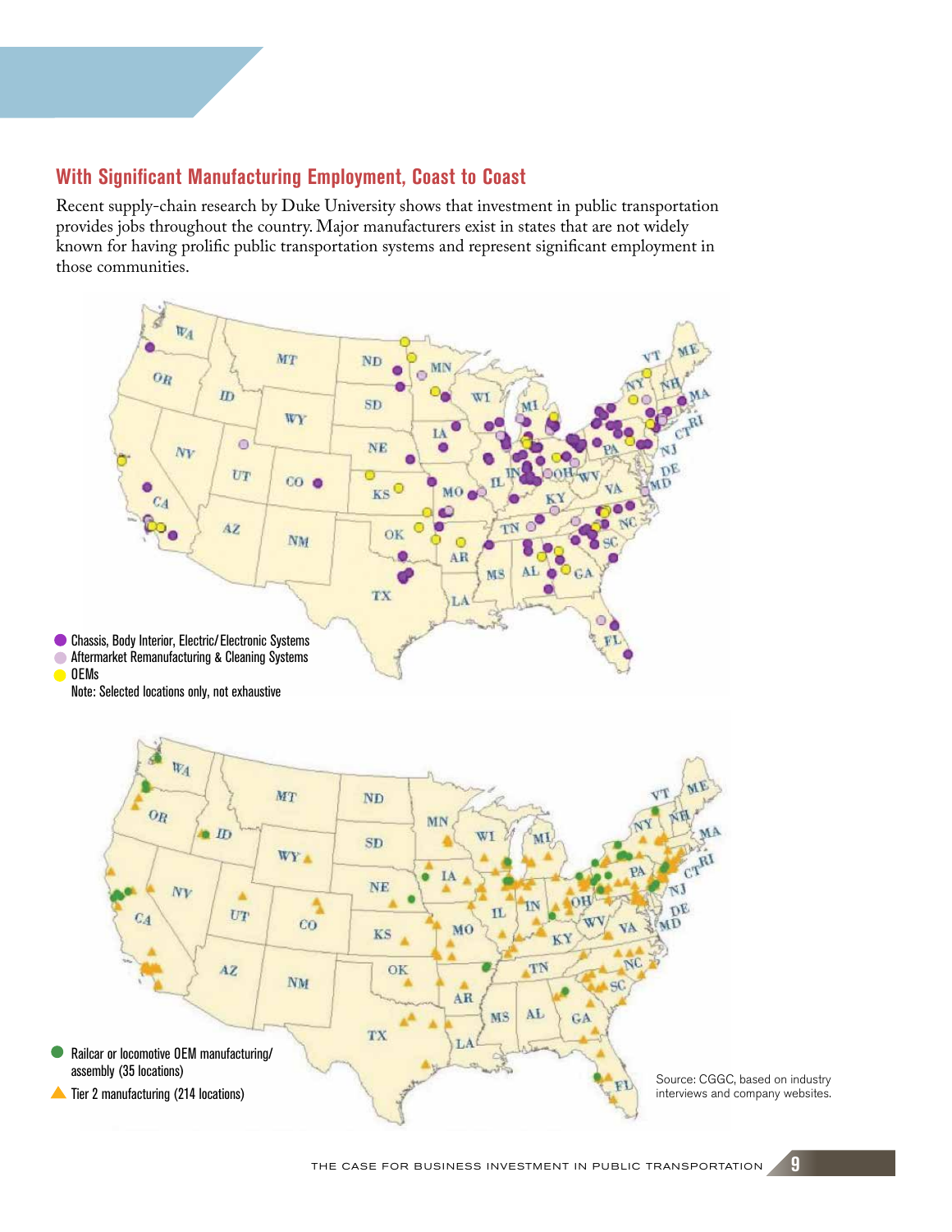## With Significant Manufacturing Employment, Coast to Coast

Recent supply-chain research by Duke University shows that investment in public transportation provides jobs throughout the country. Major manufacturers exist in states that are not widely known for having prolific public transportation systems and represent significant employment in those communities.

- Chassis, Body Interior, Electric/Electronic Systems
- Aftermarket Remanufacturing & Cleaning Systems
- OEMs

Note: Selected locations only, not exhaustive

- Railcar or locomotive OEM manufacturing/assembly (35 locations)
- Tier 2 manufacturing (214 locations)

Source: CGGC, based on industry interviews and company websites.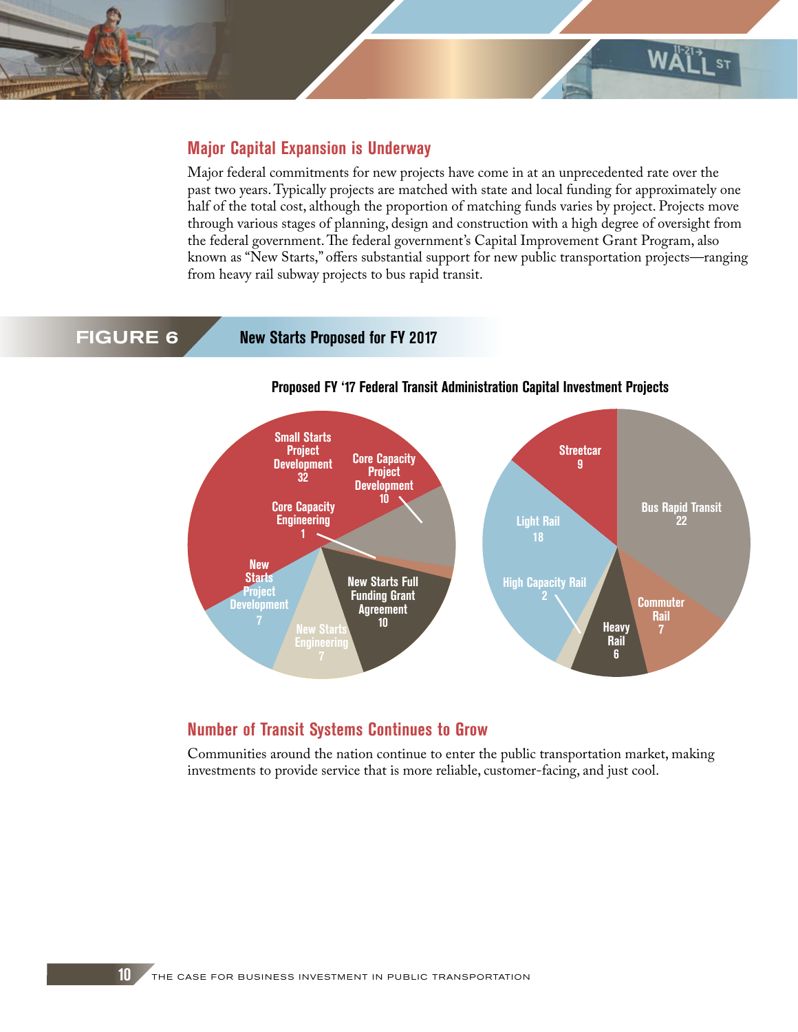## Major Capital Expansion is Underway

Major federal commitments for new projects have come in at an unprecedented rate over the past two years. Typically projects are matched with state and local funding for approximately one half of the total cost, although the proportion of matching funds varies by project. Projects move through various stages of planning, design and construction with a high degree of oversight from the federal government. The federal government's Capital Improvement Grant Program, also known as "New Starts," offers substantial support for new public transportation projects—ranging from heavy rail subway projects to bus rapid transit.

**FIGURE 6** New Starts Proposed for FY 2017

**Proposed FY '17 Federal Transit Administration Capital Investment Projects**

| Project Stage | Number |
|---|---|
| Small Starts Project Development | 32 |
| Core Capacity Project Development | 10 |
| Core Capacity Engineering | 1 |
| New Starts Full Funding Grant Agreement | 10 |
| New Starts Engineering | 7 |
| New Starts Project Development | 7 |

| Mode | Number |
|---|---|
| Bus Rapid Transit | 22 |
| Commuter Rail | 7 |
| Heavy Rail | 6 |
| High Capacity Rail | 2 |
| Light Rail | 18 |
| Streetcar | 9 |

## Number of Transit Systems Continues to Grow

Communities around the nation continue to enter the public transportation market, making investments to provide service that is more reliable, customer-facing, and just cool.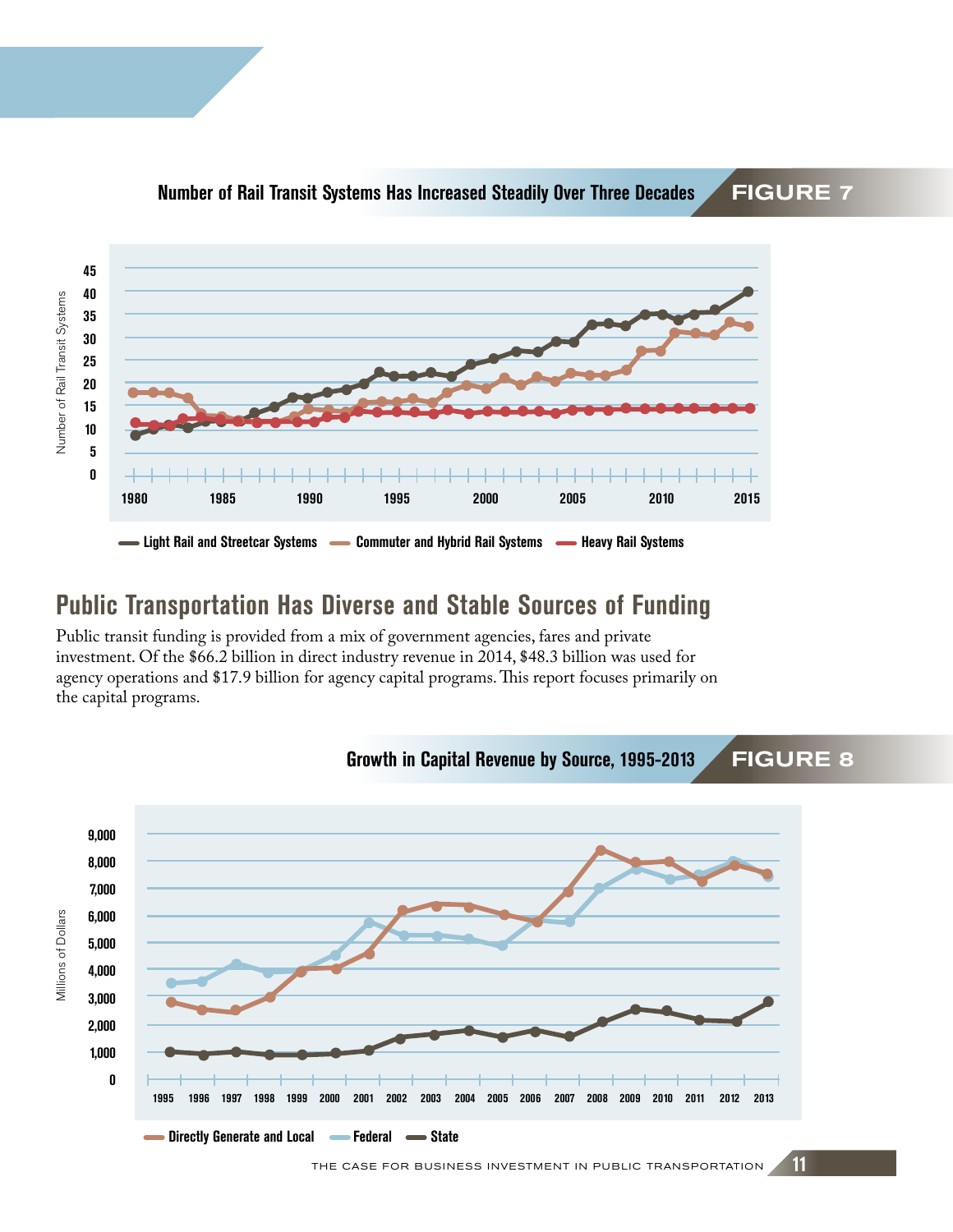**Number of Rail Transit Systems Has Increased Steadily Over Three Decades** FIGURE 7

## Public Transportation Has Diverse and Stable Sources of Funding

Public transit funding is provided from a mix of government agencies, fares and private investment. Of the $66.2 billion in direct industry revenue in 2014, $48.3 billion was used for agency operations and $17.9 billion for agency capital programs. This report focuses primarily on the capital programs.

**Growth in Capital Revenue by Source, 1995-2013** FIGURE 8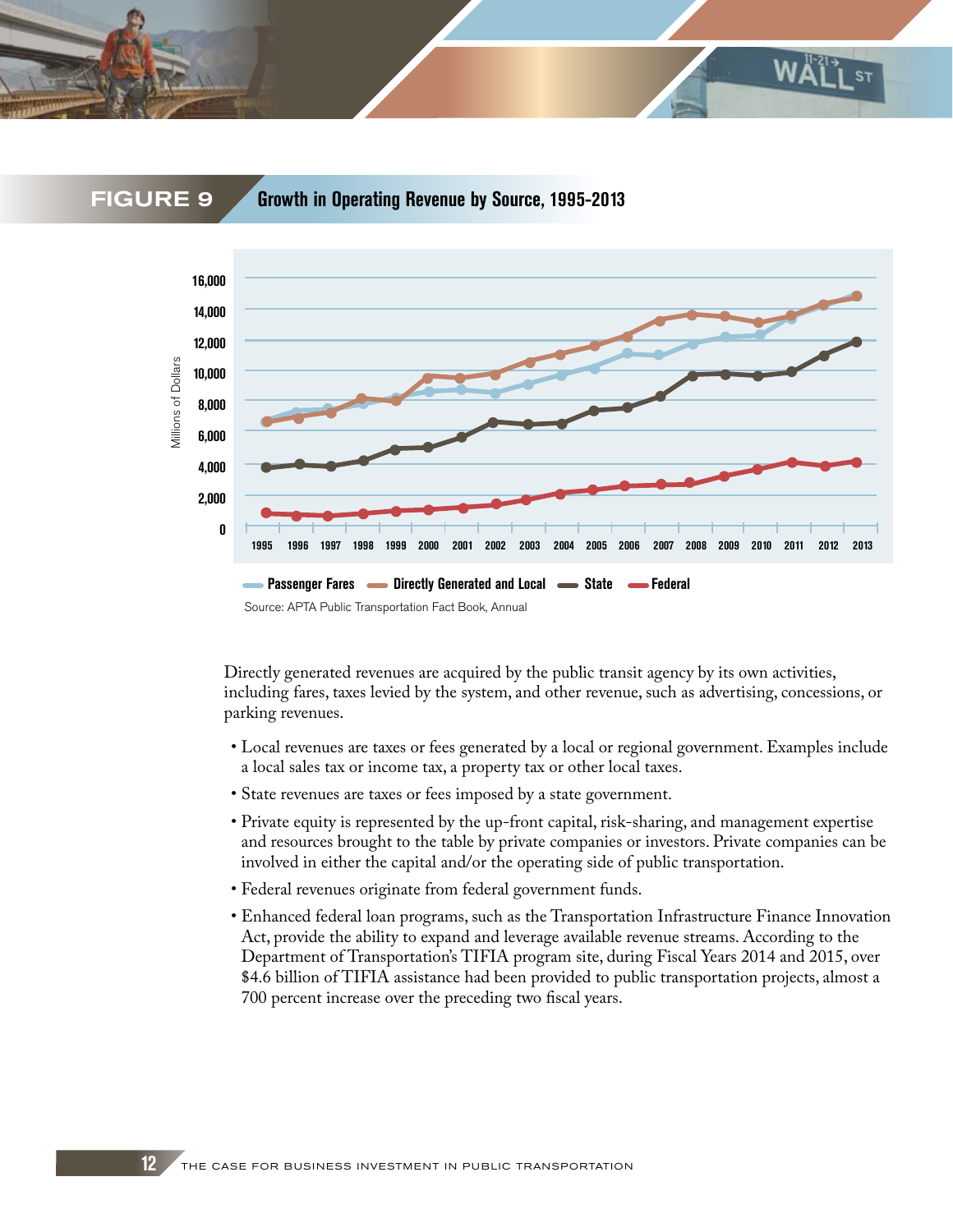## FIGURE 9 Growth in Operating Revenue by Source, 1995-2013

Passenger Fares — Directly Generated and Local — State — Federal

Source: APTA Public Transportation Fact Book, Annual

Directly generated revenues are acquired by the public transit agency by its own activities, including fares, taxes levied by the system, and other revenue, such as advertising, concessions, or parking revenues.

- Local revenues are taxes or fees generated by a local or regional government. Examples include a local sales tax or income tax, a property tax or other local taxes.
- State revenues are taxes or fees imposed by a state government.
- Private equity is represented by the up-front capital, risk-sharing, and management expertise and resources brought to the table by private companies or investors. Private companies can be involved in either the capital and/or the operating side of public transportation.
- Federal revenues originate from federal government funds.
- Enhanced federal loan programs, such as the Transportation Infrastructure Finance Innovation Act, provide the ability to expand and leverage available revenue streams. According to the Department of Transportation's TIFIA program site, during Fiscal Years 2014 and 2015, over $4.6 billion of TIFIA assistance had been provided to public transportation projects, almost a 700 percent increase over the preceding two fiscal years.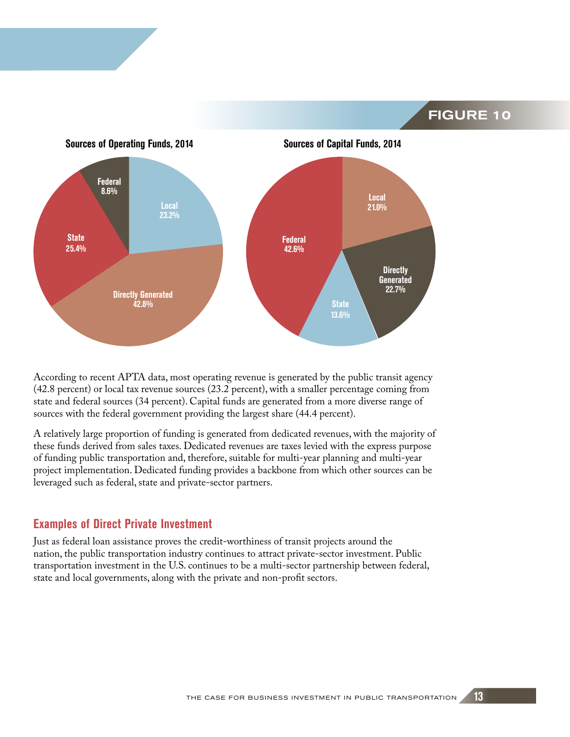## FIGURE 10

**Sources of Operating Funds, 2014**

| Source | Percent |
|---|---|
| Local | 23.2% |
| Directly Generated | 42.8% |
| State | 25.4% |
| Federal | 8.6% |

**Sources of Capital Funds, 2014**

| Source | Percent |
|---|---|
| Local | 21.0% |
| Directly Generated | 22.7% |
| State | 13.6% |
| Federal | 42.6% |

According to recent APTA data, most operating revenue is generated by the public transit agency (42.8 percent) or local tax revenue sources (23.2 percent), with a smaller percentage coming from state and federal sources (34 percent). Capital funds are generated from a more diverse range of sources with the federal government providing the largest share (44.4 percent).

A relatively large proportion of funding is generated from dedicated revenues, with the majority of these funds derived from sales taxes. Dedicated revenues are taxes levied with the express purpose of funding public transportation and, therefore, suitable for multi-year planning and multi-year project implementation. Dedicated funding provides a backbone from which other sources can be leveraged such as federal, state and private-sector partners.

### Examples of Direct Private Investment

Just as federal loan assistance proves the credit-worthiness of transit projects around the nation, the public transportation industry continues to attract private-sector investment. Public transportation investment in the U.S. continues to be a multi-sector partnership between federal, state and local governments, along with the private and non-profit sectors.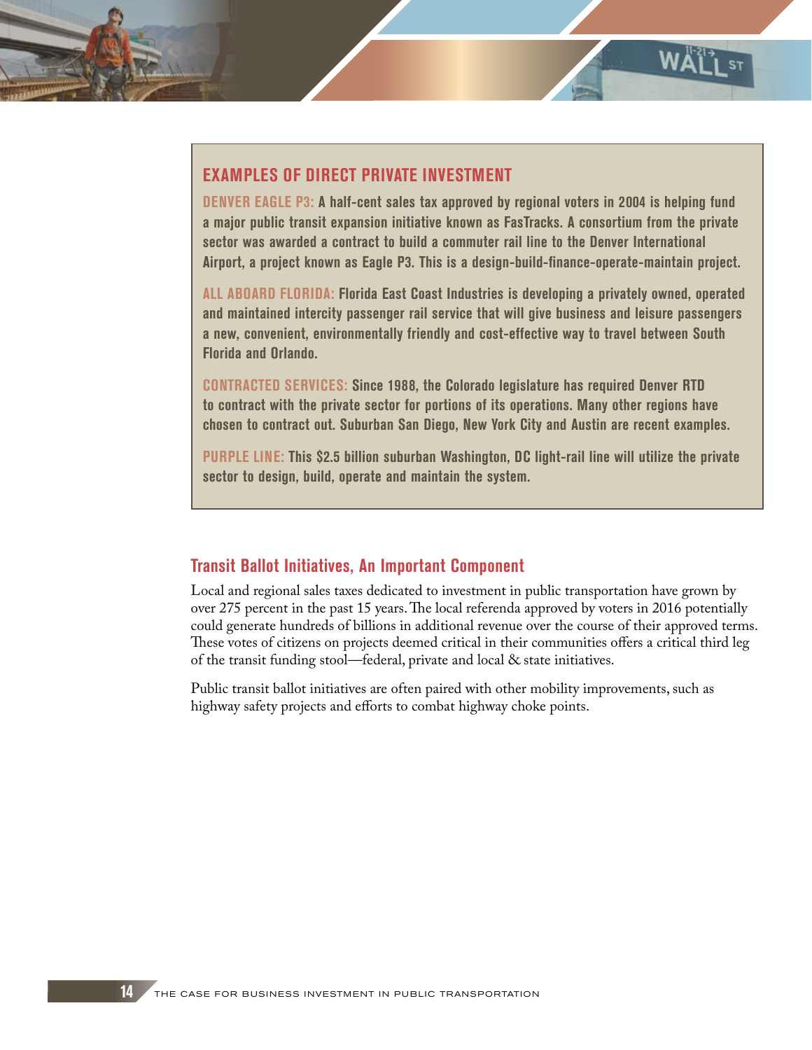## EXAMPLES OF DIRECT PRIVATE INVESTMENT

**DENVER EAGLE P3:** A half-cent sales tax approved by regional voters in 2004 is helping fund a major public transit expansion initiative known as FasTracks. A consortium from the private sector was awarded a contract to build a commuter rail line to the Denver International Airport, a project known as Eagle P3. This is a design-build-finance-operate-maintain project.

**ALL ABOARD FLORIDA:** Florida East Coast Industries is developing a privately owned, operated and maintained intercity passenger rail service that will give business and leisure passengers a new, convenient, environmentally friendly and cost-effective way to travel between South Florida and Orlando.

**CONTRACTED SERVICES:** Since 1988, the Colorado legislature has required Denver RTD to contract with the private sector for portions of its operations. Many other regions have chosen to contract out. Suburban San Diego, New York City and Austin are recent examples.

**PURPLE LINE:** This $2.5 billion suburban Washington, DC light-rail line will utilize the private sector to design, build, operate and maintain the system.

## Transit Ballot Initiatives, An Important Component

Local and regional sales taxes dedicated to investment in public transportation have grown by over 275 percent in the past 15 years. The local referenda approved by voters in 2016 potentially could generate hundreds of billions in additional revenue over the course of their approved terms. These votes of citizens on projects deemed critical in their communities offers a critical third leg of the transit funding stool—federal, private and local & state initiatives.

Public transit ballot initiatives are often paired with other mobility improvements, such as highway safety projects and efforts to combat highway choke points.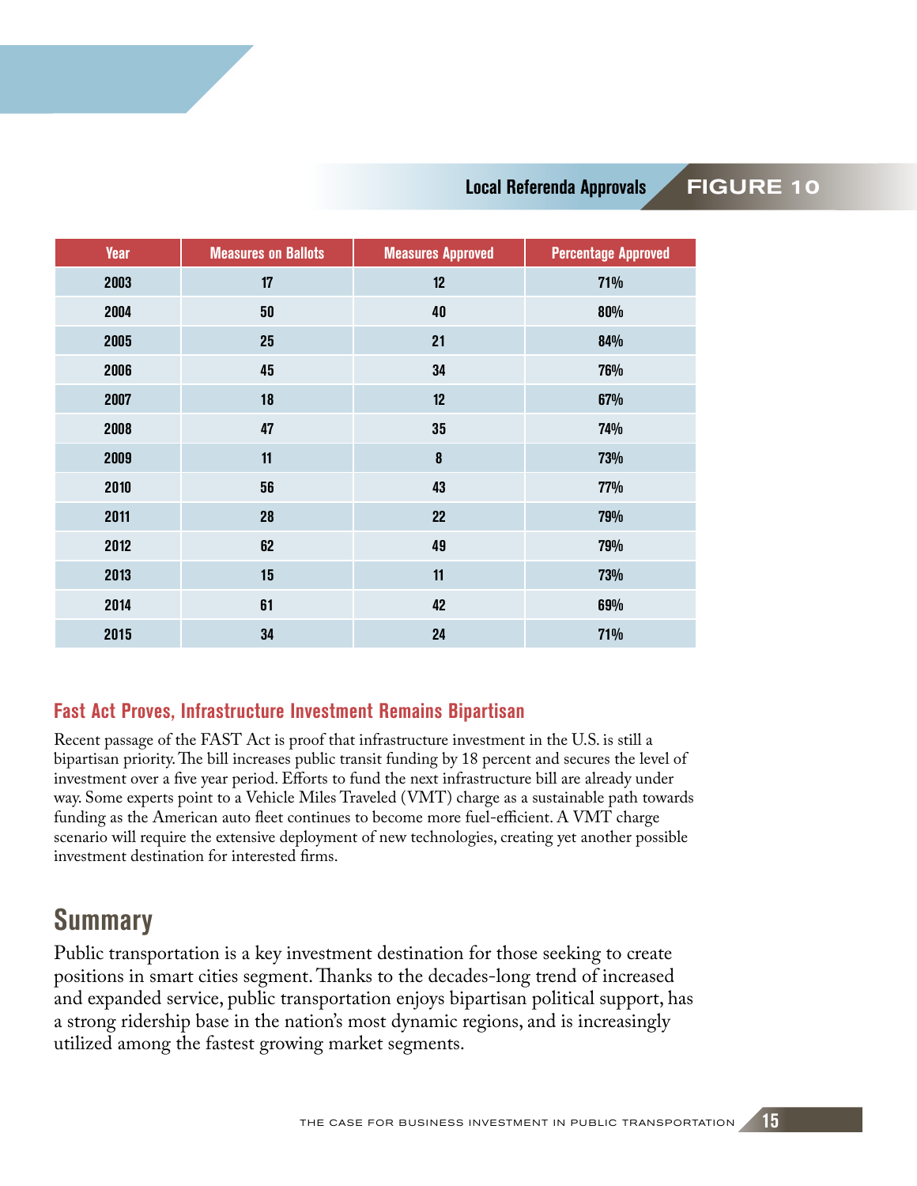**Local Referenda Approvals** FIGURE 10

| Year | Measures on Ballots | Measures Approved | Percentage Approved |
|---|---|---|---|
| 2003 | 17 | 12 | 71% |
| 2004 | 50 | 40 | 80% |
| 2005 | 25 | 21 | 84% |
| 2006 | 45 | 34 | 76% |
| 2007 | 18 | 12 | 67% |
| 2008 | 47 | 35 | 74% |
| 2009 | 11 | 8 | 73% |
| 2010 | 56 | 43 | 77% |
| 2011 | 28 | 22 | 79% |
| 2012 | 62 | 49 | 79% |
| 2013 | 15 | 11 | 73% |
| 2014 | 61 | 42 | 69% |
| 2015 | 34 | 24 | 71% |

### Fast Act Proves, Infrastructure Investment Remains Bipartisan

Recent passage of the FAST Act is proof that infrastructure investment in the U.S. is still a bipartisan priority. The bill increases public transit funding by 18 percent and secures the level of investment over a five year period. Efforts to fund the next infrastructure bill are already under way. Some experts point to a Vehicle Miles Traveled (VMT) charge as a sustainable path towards funding as the American auto fleet continues to become more fuel-efficient. A VMT charge scenario will require the extensive deployment of new technologies, creating yet another possible investment destination for interested firms.

## Summary

Public transportation is a key investment destination for those seeking to create positions in smart cities segment. Thanks to the decades-long trend of increased and expanded service, public transportation enjoys bipartisan political support, has a strong ridership base in the nation's most dynamic regions, and is increasingly utilized among the fastest growing market segments.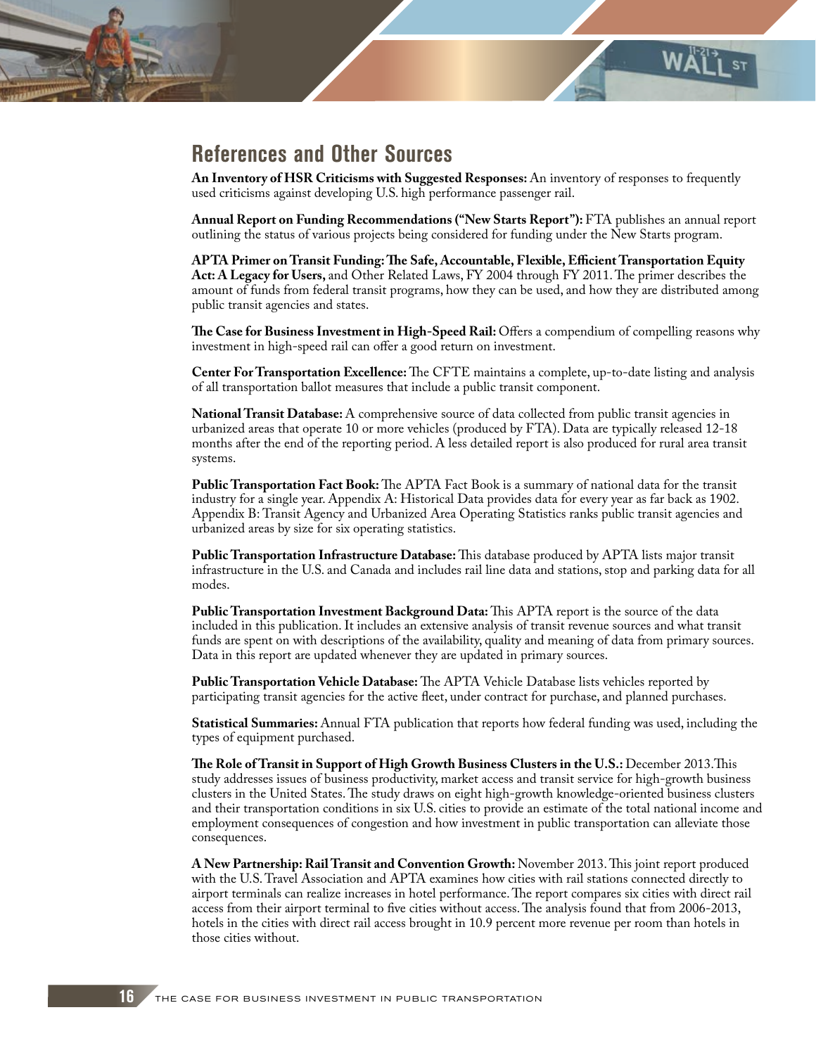## References and Other Sources

**An Inventory of HSR Criticisms with Suggested Responses:** An inventory of responses to frequently used criticisms against developing U.S. high performance passenger rail.

**Annual Report on Funding Recommendations ("New Starts Report"):** FTA publishes an annual report outlining the status of various projects being considered for funding under the New Starts program.

**APTA Primer on Transit Funding: The Safe, Accountable, Flexible, Efficient Transportation Equity Act: A Legacy for Users,** and Other Related Laws, FY 2004 through FY 2011. The primer describes the amount of funds from federal transit programs, how they can be used, and how they are distributed among public transit agencies and states.

**The Case for Business Investment in High-Speed Rail:** Offers a compendium of compelling reasons why investment in high-speed rail can offer a good return on investment.

**Center For Transportation Excellence:** The CFTE maintains a complete, up-to-date listing and analysis of all transportation ballot measures that include a public transit component.

**National Transit Database:** A comprehensive source of data collected from public transit agencies in urbanized areas that operate 10 or more vehicles (produced by FTA). Data are typically released 12-18 months after the end of the reporting period. A less detailed report is also produced for rural area transit systems.

**Public Transportation Fact Book:** The APTA Fact Book is a summary of national data for the transit industry for a single year. Appendix A: Historical Data provides data for every year as far back as 1902. Appendix B: Transit Agency and Urbanized Area Operating Statistics ranks public transit agencies and urbanized areas by size for six operating statistics.

**Public Transportation Infrastructure Database:** This database produced by APTA lists major transit infrastructure in the U.S. and Canada and includes rail line data and stations, stop and parking data for all modes.

**Public Transportation Investment Background Data:** This APTA report is the source of the data included in this publication. It includes an extensive analysis of transit revenue sources and what transit funds are spent on with descriptions of the availability, quality and meaning of data from primary sources. Data in this report are updated whenever they are updated in primary sources.

**Public Transportation Vehicle Database:** The APTA Vehicle Database lists vehicles reported by participating transit agencies for the active fleet, under contract for purchase, and planned purchases.

**Statistical Summaries:** Annual FTA publication that reports how federal funding was used, including the types of equipment purchased.

**The Role of Transit in Support of High Growth Business Clusters in the U.S.:** December 2013. This study addresses issues of business productivity, market access and transit service for high-growth business clusters in the United States. The study draws on eight high-growth knowledge-oriented business clusters and their transportation conditions in six U.S. cities to provide an estimate of the total national income and employment consequences of congestion and how investment in public transportation can alleviate those consequences.

**A New Partnership: Rail Transit and Convention Growth:** November 2013. This joint report produced with the U.S. Travel Association and APTA examines how cities with rail stations connected directly to airport terminals can realize increases in hotel performance. The report compares six cities with direct rail access from their airport terminal to five cities without access. The analysis found that from 2006-2013, hotels in the cities with direct rail access brought in 10.9 percent more revenue per room than hotels in those cities without.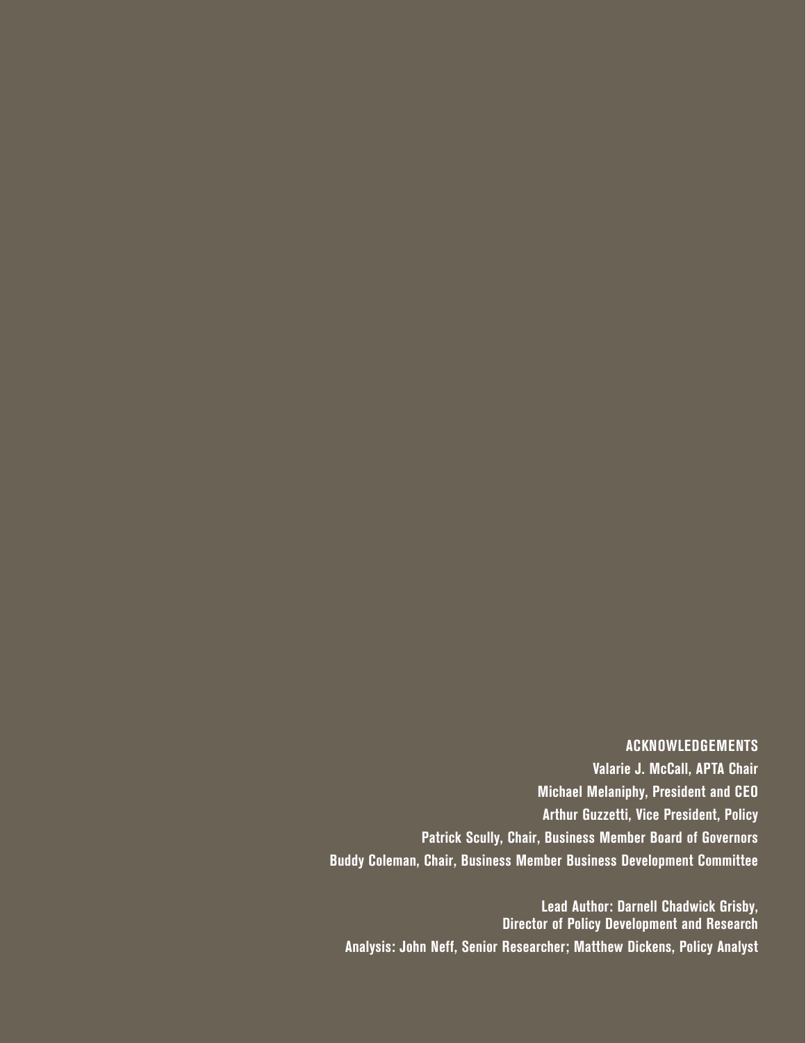## ACKNOWLEDGEMENTS

**Valarie J. McCall, APTA Chair**

**Michael Melaniphy, President and CEO**

**Arthur Guzzetti, Vice President, Policy**

**Patrick Scully, Chair, Business Member Board of Governors**

**Buddy Coleman, Chair, Business Member Business Development Committee**

**Lead Author: Darnell Chadwick Grisby, Director of Policy Development and Research**

**Analysis: John Neff, Senior Researcher; Matthew Dickens, Policy Analyst**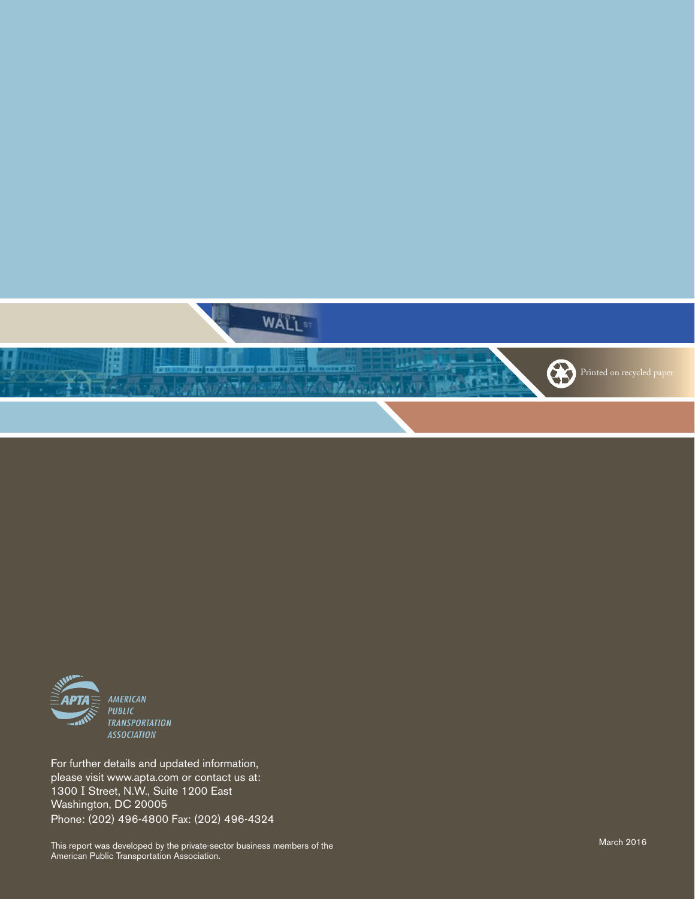Printed on recycled paper

AMERICAN PUBLIC TRANSPORTATION ASSOCIATION

For further details and updated information, please visit www.apta.com or contact us at:
1300 I Street, N.W., Suite 1200 East
Washington, DC 20005
Phone: (202) 496-4800 Fax: (202) 496-4324

This report was developed by the private-sector business members of the American Public Transportation Association.

March 2016